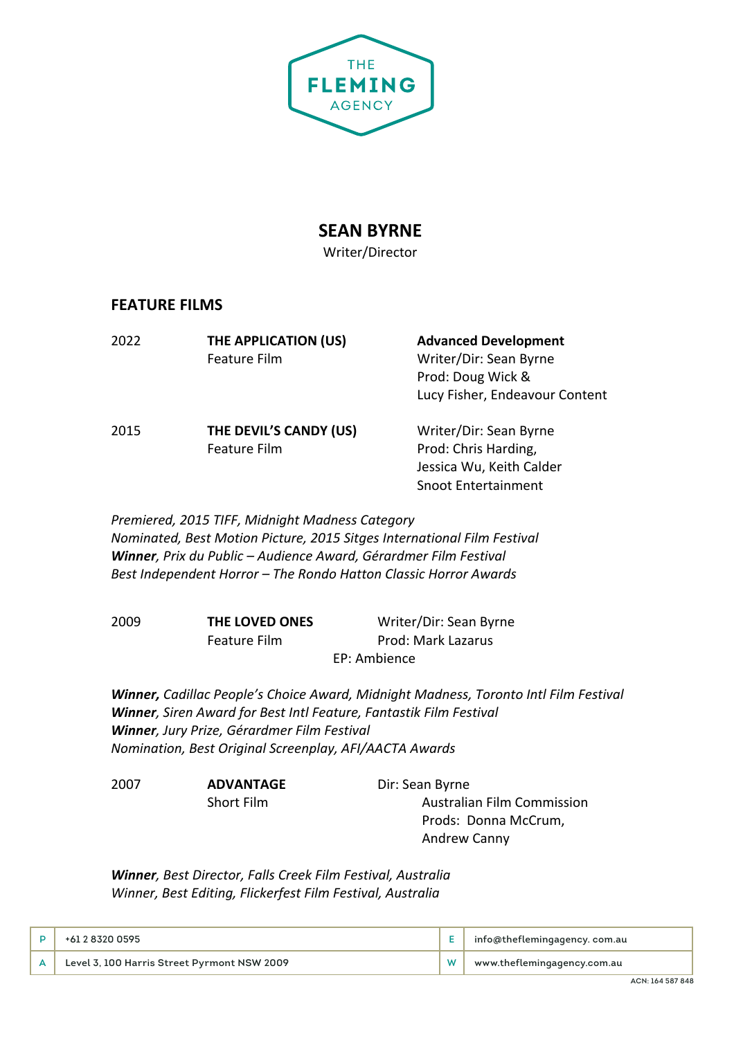THE FLEMING AGENCY

# SEAN BYRNE

Writer/Director

## FEATURE FILMS

| | | |
|---|---|---|
| 2022 | **THE APPLICATION (US)**<br>Feature Film | **Advanced Development**<br>Writer/Dir: Sean Byrne<br>Prod: Doug Wick &<br>Lucy Fisher, Endeavour Content |
| 2015 | **THE DEVIL'S CANDY (US)**<br>Feature Film | Writer/Dir: Sean Byrne<br>Prod: Chris Harding,<br>Jessica Wu, Keith Calder<br>Snoot Entertainment |

*Premiered, 2015 TIFF, Midnight Madness Category*
*Nominated, Best Motion Picture, 2015 Sitges International Film Festival*
***Winner**, Prix du Public – Audience Award, Gérardmer Film Festival*
*Best Independent Horror – The Rondo Hatton Classic Horror Awards*

| | | |
|---|---|---|
| 2009 | **THE LOVED ONES**<br>Feature Film | Writer/Dir: Sean Byrne<br>Prod: Mark Lazarus<br>EP: Ambience |

***Winner,** Cadillac People's Choice Award, Midnight Madness, Toronto Intl Film Festival*
***Winner**, Siren Award for Best Intl Feature, Fantastik Film Festival*
***Winner**, Jury Prize, Gérardmer Film Festival*
*Nomination, Best Original Screenplay, AFI/AACTA Awards*

| | | |
|---|---|---|
| 2007 | **ADVANTAGE**<br>Short Film | Dir: Sean Byrne<br>Australian Film Commission<br>Prods: Donna McCrum,<br>Andrew Canny |

***Winner**, Best Director, Falls Creek Film Festival, Australia*
*Winner, Best Editing, Flickerfest Film Festival, Australia*

| | | | |
|---|---|---|---|
| P | +61 2 8320 0595 | E | info@theflemingagency. com.au |
| A | Level 3, 100 Harris Street Pyrmont NSW 2009 | W | www.theflemingagency.com.au |

ACN: 164 587 848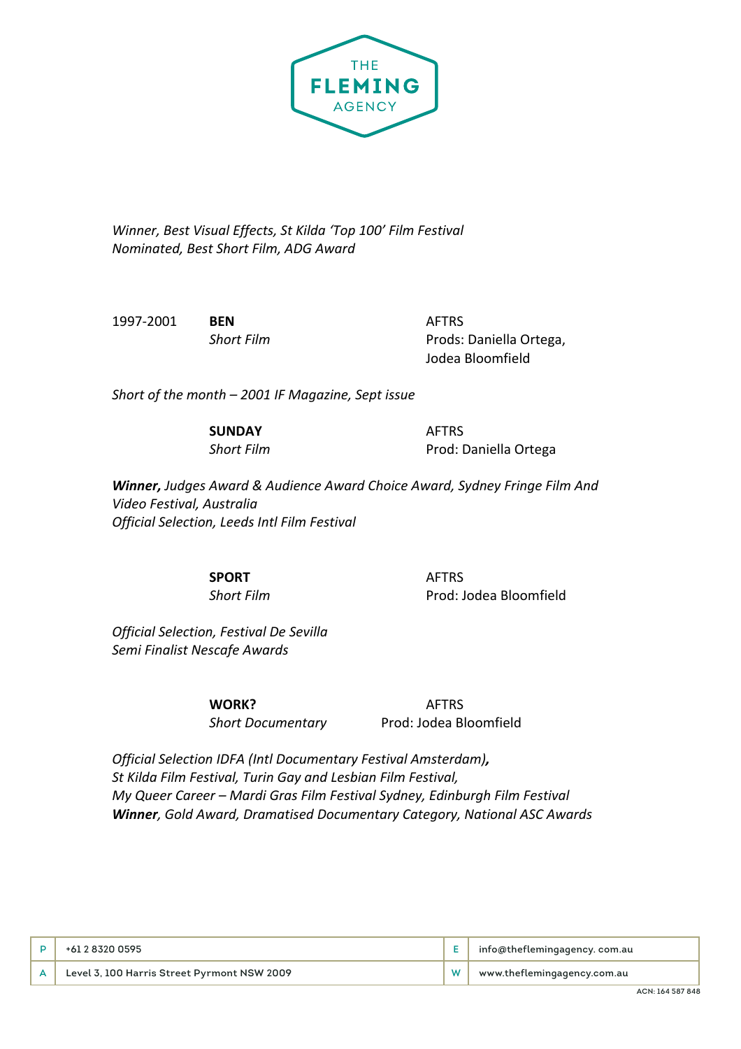*Winner, Best Visual Effects, St Kilda 'Top 100' Film Festival*
*Nominated, Best Short Film, ADG Award*

| | | |
|---|---|---|
| 1997-2001 | **BEN**<br>*Short Film* | AFTRS<br>Prods: Daniella Ortega, Jodea Bloomfield |

*Short of the month – 2001 IF Magazine, Sept issue*

| | | |
|---|---|---|
| | **SUNDAY**<br>*Short Film* | AFTRS<br>Prod: Daniella Ortega |

***Winner,*** *Judges Award & Audience Award Choice Award, Sydney Fringe Film And Video Festival, Australia*
*Official Selection, Leeds Intl Film Festival*

| | | |
|---|---|---|
| | **SPORT**<br>*Short Film* | AFTRS<br>Prod: Jodea Bloomfield |

*Official Selection, Festival De Sevilla*
*Semi Finalist Nescafe Awards*

| | | |
|---|---|---|
| | **WORK?**<br>*Short Documentary* | AFTRS<br>Prod: Jodea Bloomfield |

*Official Selection IDFA (Intl Documentary Festival Amsterdam)****,***
*St Kilda Film Festival, Turin Gay and Lesbian Film Festival,*
*My Queer Career – Mardi Gras Film Festival Sydney, Edinburgh Film Festival*
***Winner****, Gold Award, Dramatised Documentary Category, National ASC Awards*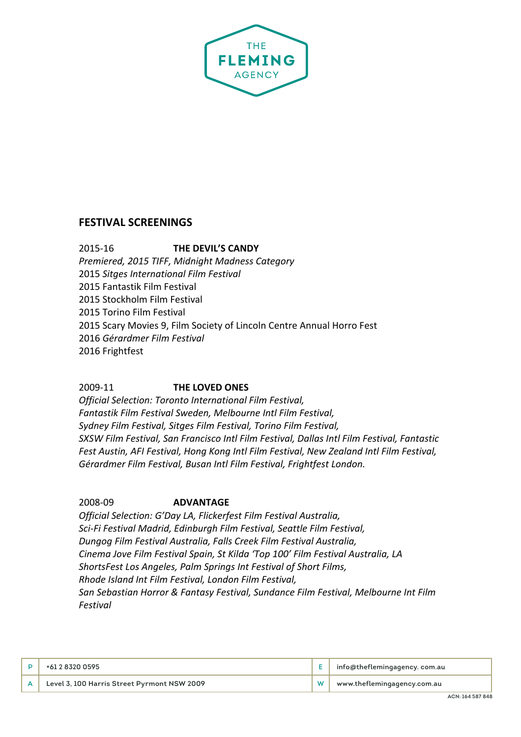## FESTIVAL SCREENINGS

2015-16 **THE DEVIL'S CANDY**

*Premiered, 2015 TIFF, Midnight Madness Category*
2015 *Sitges International Film Festival*
2015 Fantastik Film Festival
2015 Stockholm Film Festival
2015 Torino Film Festival
2015 Scary Movies 9, Film Society of Lincoln Centre Annual Horro Fest
2016 *Gérardmer Film Festival*
2016 Frightfest

2009-11 **THE LOVED ONES**

*Official Selection: Toronto International Film Festival, Fantastik Film Festival Sweden, Melbourne Intl Film Festival, Sydney Film Festival, Sitges Film Festival, Torino Film Festival, SXSW Film Festival, San Francisco Intl Film Festival, Dallas Intl Film Festival, Fantastic Fest Austin, AFI Festival, Hong Kong Intl Film Festival, New Zealand Intl Film Festival, Gérardmer Film Festival, Busan Intl Film Festival, Frightfest London.*

2008-09 **ADVANTAGE**

*Official Selection: G'Day LA, Flickerfest Film Festival Australia, Sci-Fi Festival Madrid, Edinburgh Film Festival, Seattle Film Festival, Dungog Film Festival Australia, Falls Creek Film Festival Australia, Cinema Jove Film Festival Spain, St Kilda 'Top 100' Film Festival Australia, LA ShortsFest Los Angeles, Palm Springs Int Festival of Short Films, Rhode Island Int Film Festival, London Film Festival, San Sebastian Horror & Fantasy Festival, Sundance Film Festival, Melbourne Int Film Festival*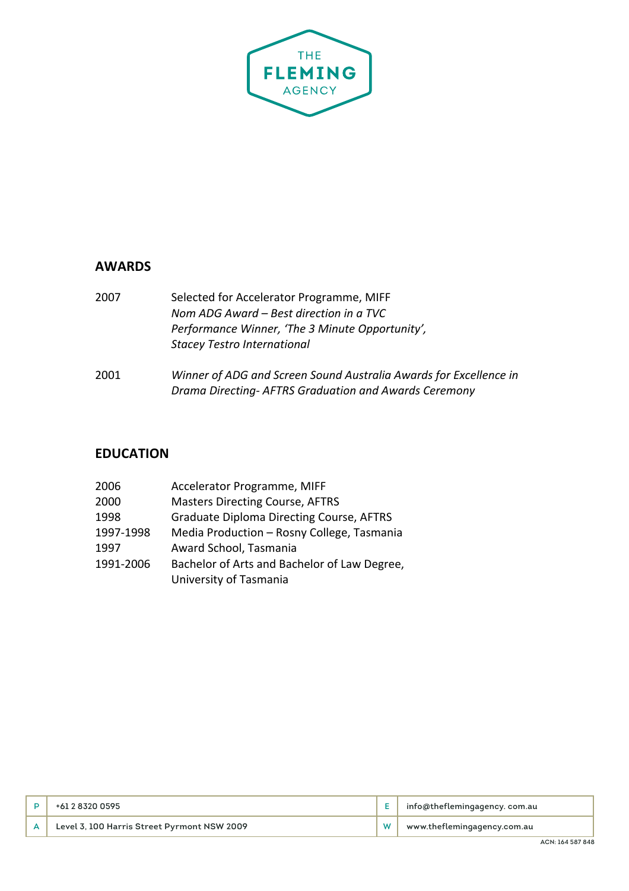## AWARDS

2007 Selected for Accelerator Programme, MIFF
*Nom ADG Award – Best direction in a TVC*
*Performance Winner, 'The 3 Minute Opportunity',*
*Stacey Testro International*

2001 *Winner of ADG and Screen Sound Australia Awards for Excellence in Drama Directing- AFTRS Graduation and Awards Ceremony*

## EDUCATION

| | |
|---|---|
| 2006 | Accelerator Programme, MIFF |
| 2000 | Masters Directing Course, AFTRS |
| 1998 | Graduate Diploma Directing Course, AFTRS |
| 1997-1998 | Media Production – Rosny College, Tasmania |
| 1997 | Award School, Tasmania |
| 1991-2006 | Bachelor of Arts and Bachelor of Law Degree, University of Tasmania |